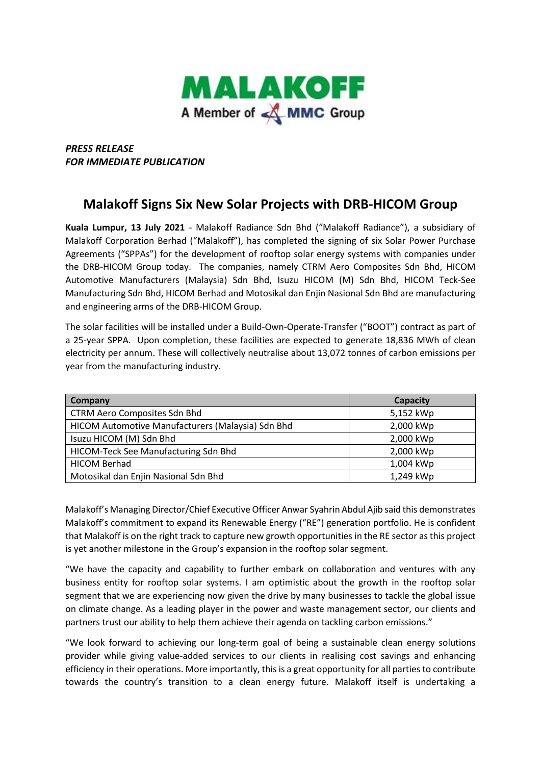MALAKOFF
A Member of MMC Group

*PRESS RELEASE*
*FOR IMMEDIATE PUBLICATION*

# Malakoff Signs Six New Solar Projects with DRB-HICOM Group

**Kuala Lumpur, 13 July 2021** - Malakoff Radiance Sdn Bhd ("Malakoff Radiance"), a subsidiary of Malakoff Corporation Berhad ("Malakoff"), has completed the signing of six Solar Power Purchase Agreements ("SPPAs") for the development of rooftop solar energy systems with companies under the DRB-HICOM Group today. The companies, namely CTRM Aero Composites Sdn Bhd, HICOM Automotive Manufacturers (Malaysia) Sdn Bhd, Isuzu HICOM (M) Sdn Bhd, HICOM Teck-See Manufacturing Sdn Bhd, HICOM Berhad and Motosikal dan Enjin Nasional Sdn Bhd are manufacturing and engineering arms of the DRB-HICOM Group.

The solar facilities will be installed under a Build-Own-Operate-Transfer ("BOOT") contract as part of a 25-year SPPA. Upon completion, these facilities are expected to generate 18,836 MWh of clean electricity per annum. These will collectively neutralise about 13,072 tonnes of carbon emissions per year from the manufacturing industry.

| Company | Capacity |
|---|---|
| CTRM Aero Composites Sdn Bhd | 5,152 kWp |
| HICOM Automotive Manufacturers (Malaysia) Sdn Bhd | 2,000 kWp |
| Isuzu HICOM (M) Sdn Bhd | 2,000 kWp |
| HICOM-Teck See Manufacturing Sdn Bhd | 2,000 kWp |
| HICOM Berhad | 1,004 kWp |
| Motosikal dan Enjin Nasional Sdn Bhd | 1,249 kWp |

Malakoff's Managing Director/Chief Executive Officer Anwar Syahrin Abdul Ajib said this demonstrates Malakoff's commitment to expand its Renewable Energy ("RE") generation portfolio. He is confident that Malakoff is on the right track to capture new growth opportunities in the RE sector as this project is yet another milestone in the Group's expansion in the rooftop solar segment.

"We have the capacity and capability to further embark on collaboration and ventures with any business entity for rooftop solar systems. I am optimistic about the growth in the rooftop solar segment that we are experiencing now given the drive by many businesses to tackle the global issue on climate change. As a leading player in the power and waste management sector, our clients and partners trust our ability to help them achieve their agenda on tackling carbon emissions."

"We look forward to achieving our long-term goal of being a sustainable clean energy solutions provider while giving value-added services to our clients in realising cost savings and enhancing efficiency in their operations. More importantly, this is a great opportunity for all parties to contribute towards the country's transition to a clean energy future. Malakoff itself is undertaking a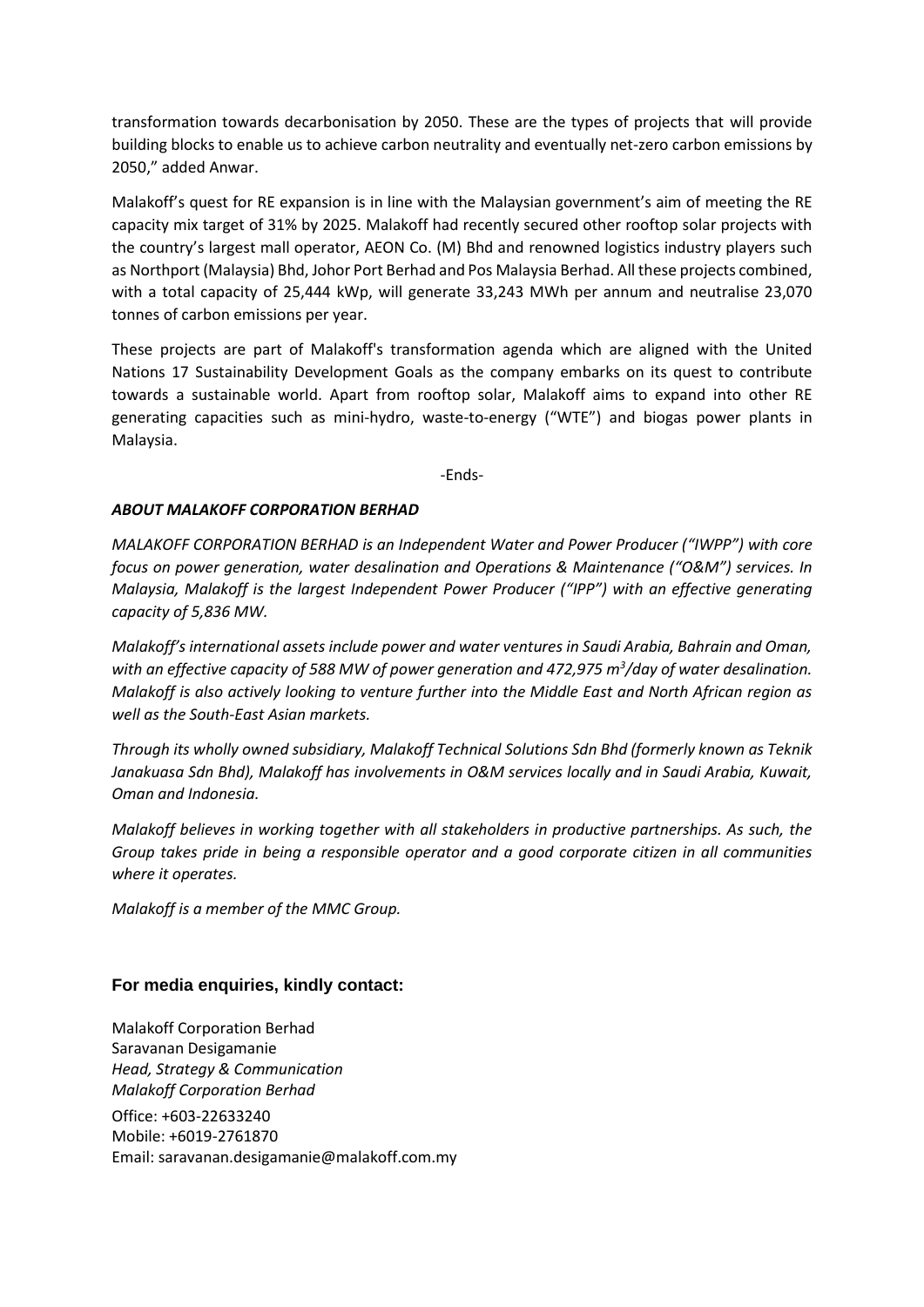transformation towards decarbonisation by 2050. These are the types of projects that will provide building blocks to enable us to achieve carbon neutrality and eventually net-zero carbon emissions by 2050," added Anwar.

Malakoff's quest for RE expansion is in line with the Malaysian government's aim of meeting the RE capacity mix target of 31% by 2025. Malakoff had recently secured other rooftop solar projects with the country's largest mall operator, AEON Co. (M) Bhd and renowned logistics industry players such as Northport (Malaysia) Bhd, Johor Port Berhad and Pos Malaysia Berhad. All these projects combined, with a total capacity of 25,444 kWp, will generate 33,243 MWh per annum and neutralise 23,070 tonnes of carbon emissions per year.

These projects are part of Malakoff's transformation agenda which are aligned with the United Nations 17 Sustainability Development Goals as the company embarks on its quest to contribute towards a sustainable world. Apart from rooftop solar, Malakoff aims to expand into other RE generating capacities such as mini-hydro, waste-to-energy ("WTE") and biogas power plants in Malaysia.

-Ends-

***ABOUT MALAKOFF CORPORATION BERHAD***

*MALAKOFF CORPORATION BERHAD is an Independent Water and Power Producer ("IWPP") with core focus on power generation, water desalination and Operations & Maintenance ("O&M") services. In Malaysia, Malakoff is the largest Independent Power Producer ("IPP") with an effective generating capacity of 5,836 MW.*

*Malakoff's international assets include power and water ventures in Saudi Arabia, Bahrain and Oman, with an effective capacity of 588 MW of power generation and 472,975 $m^3$/day of water desalination. Malakoff is also actively looking to venture further into the Middle East and North African region as well as the South-East Asian markets.*

*Through its wholly owned subsidiary, Malakoff Technical Solutions Sdn Bhd (formerly known as Teknik Janakuasa Sdn Bhd), Malakoff has involvements in O&M services locally and in Saudi Arabia, Kuwait, Oman and Indonesia.*

*Malakoff believes in working together with all stakeholders in productive partnerships. As such, the Group takes pride in being a responsible operator and a good corporate citizen in all communities where it operates.*

*Malakoff is a member of the MMC Group.*

**For media enquiries, kindly contact:**

Malakoff Corporation Berhad
Saravanan Desigamanie
*Head, Strategy & Communication*
*Malakoff Corporation Berhad*

Office: +603-22633240
Mobile: +6019-2761870
Email: saravanan.desigamanie@malakoff.com.my